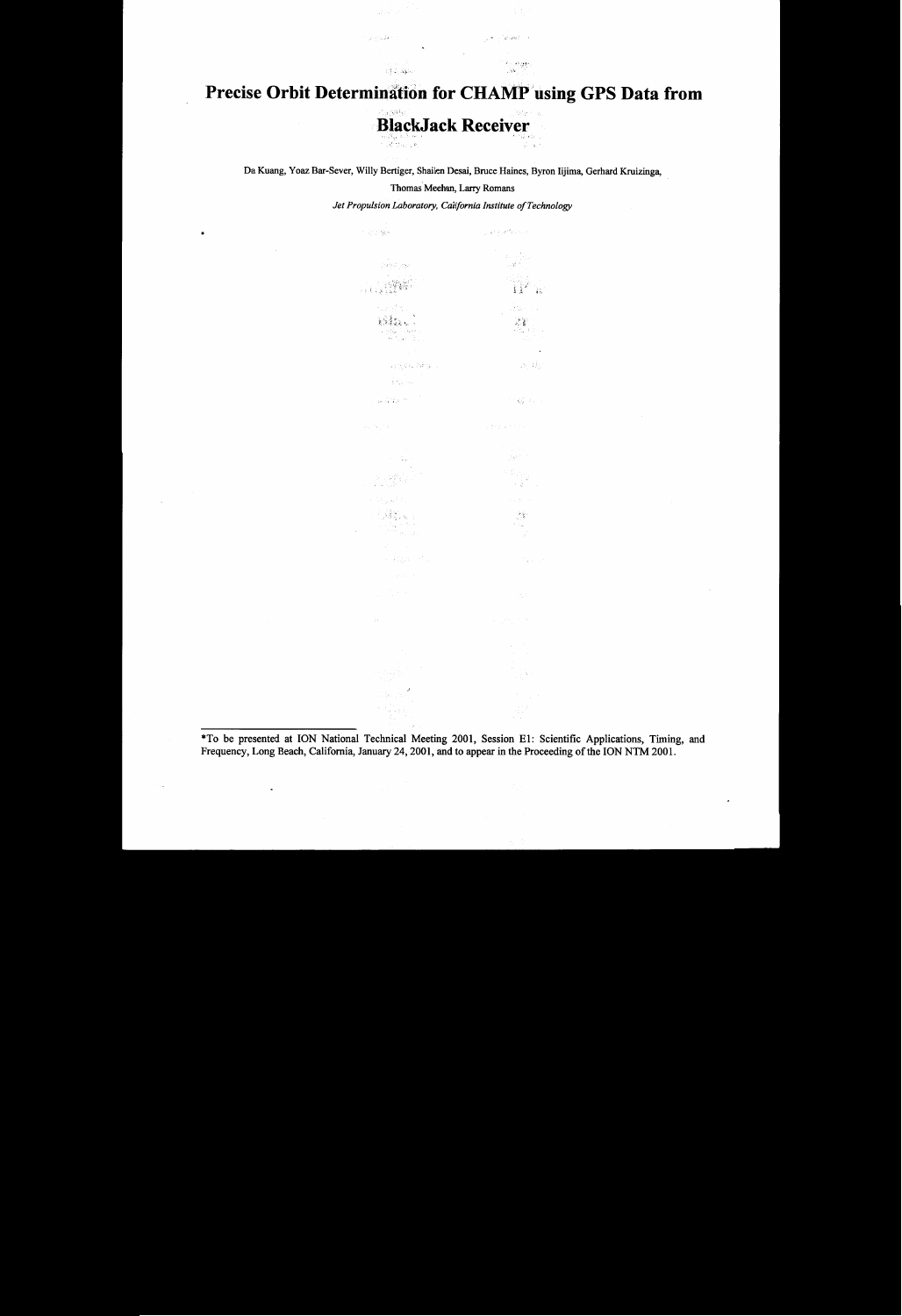# Precise Orbit Determination for CHAMP using GPS Data from BlackJack Receiver

Da Kuang, Yoaz Bar-Sever, Willy Bertiger, Shailen Desai, Bruce Haines, Byron Iijima, Gerhard Kruizinga, Thomas Meehan, Larry Romans

*Jet Propulsion Laboratory, California Institute of Technology*

---

*To be presented at ION National Technical Meeting 2001, Session E1: Scientific Applications, Timing, and Frequency, Long Beach, California, January 24, 2001, and to appear in the Proceeding of the ION NTM 2001.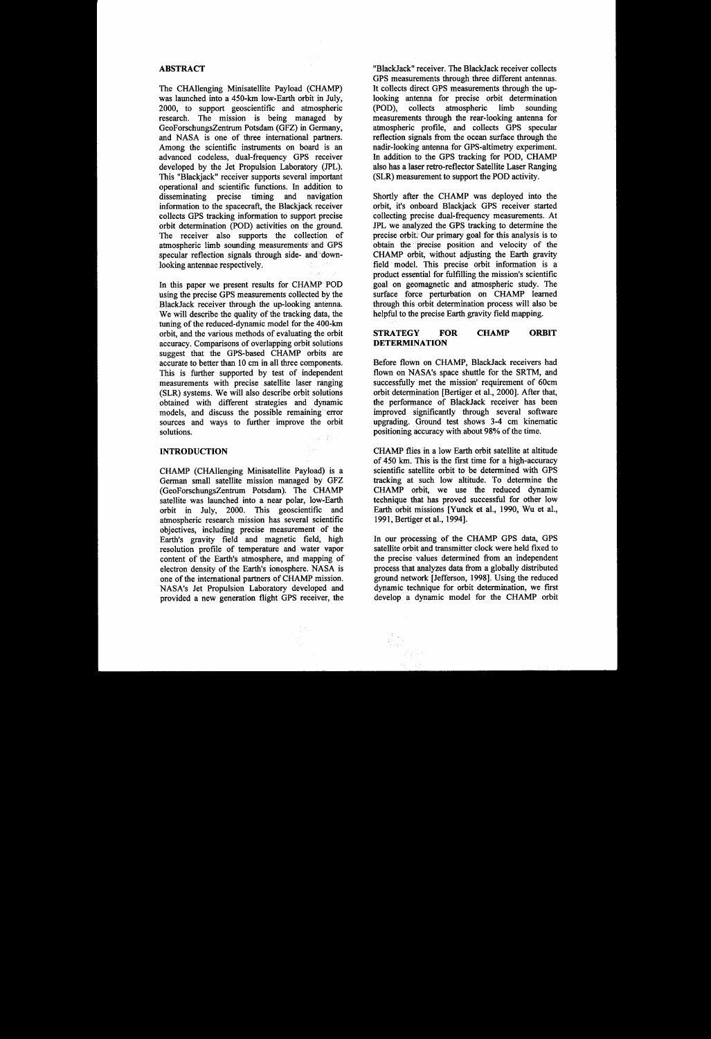## ABSTRACT

The CHAllenging Minisatellite Payload (CHAMP) was launched into a 450-km low-Earth orbit in July, 2000, to support geoscientific and atmospheric research. The mission is being managed by GeoForschungsZentrum Potsdam (GFZ) in Germany, and NASA is one of three international partners. Among the scientific instruments on board is an advanced codeless, dual-frequency GPS receiver developed by the Jet Propulsion Laboratory (JPL). This "Blackjack" receiver supports several important operational and scientific functions. In addition to disseminating precise timing and navigation information to the spacecraft, the Blackjack receiver collects GPS tracking information to support precise orbit determination (POD) activities on the ground. The receiver also supports the collection of atmospheric limb sounding measurements and GPS specular reflection signals through side- and down-looking antennae respectively.

In this paper we present results for CHAMP POD using the precise GPS measurements collected by the BlackJack receiver through the up-looking antenna. We will describe the quality of the tracking data, the tuning of the reduced-dynamic model for the 400-km orbit, and the various methods of evaluating the orbit accuracy. Comparisons of overlapping orbit solutions suggest that the GPS-based CHAMP orbits are accurate to better than 10 cm in all three components. This is further supported by test of independent measurements with precise satellite laser ranging (SLR) systems. We will also describe orbit solutions obtained with different strategies and dynamic models, and discuss the possible remaining error sources and ways to further improve the orbit solutions.

## INTRODUCTION

CHAMP (CHAllenging Minisatellite Payload) is a German small satellite mission managed by GFZ (GeoForschungsZentrum Potsdam). The CHAMP satellite was launched into a near polar, low-Earth orbit in July, 2000. This geoscientific and atmospheric research mission has several scientific objectives, including precise measurement of the Earth's gravity field and magnetic field, high resolution profile of temperature and water vapor content of the Earth's atmosphere, and mapping of electron density of the Earth's ionosphere. NASA is one of the international partners of CHAMP mission. NASA's Jet Propulsion Laboratory developed and provided a new generation flight GPS receiver, the "BlackJack" receiver. The BlackJack receiver collects GPS measurements through three different antennas. It collects direct GPS measurements through the up-looking antenna for precise orbit determination (POD), collects atmospheric limb sounding measurements through the rear-looking antenna for atmospheric profile, and collects GPS specular reflection signals from the ocean surface through the nadir-looking antenna for GPS-altimetry experiment. In addition to the GPS tracking for POD, CHAMP also has a laser retro-reflector Satellite Laser Ranging (SLR) measurement to support the POD activity.

Shortly after the CHAMP was deployed into the orbit, it's onboard Blackjack GPS receiver started collecting precise dual-frequency measurements. At JPL we analyzed the GPS tracking to determine the precise orbit. Our primary goal for this analysis is to obtain the precise position and velocity of the CHAMP orbit, without adjusting the Earth gravity field model. This precise orbit information is a product essential for fulfilling the mission's scientific goal on geomagnetic and atmospheric study. The surface force perturbation on CHAMP learned through this orbit determination process will also be helpful to the precise Earth gravity field mapping.

## STRATEGY FOR CHAMP ORBIT DETERMINATION

Before flown on CHAMP, BlackJack receivers had flown on NASA's space shuttle for the SRTM, and successfully met the mission' requirement of 60cm orbit determination [Bertiger et al., 2000]. After that, the performance of BlackJack receiver has been improved significantly through several software upgrading. Ground test shows 3-4 cm kinematic positioning accuracy with about 98% of the time.

CHAMP flies in a low Earth orbit satellite at altitude of 450 km. This is the first time for a high-accuracy scientific satellite orbit to be determined with GPS tracking at such low altitude. To determine the CHAMP orbit, we use the reduced dynamic technique that has proved successful for other low Earth orbit missions [Yunck et al., 1990, Wu et al., 1991, Bertiger et al., 1994].

In our processing of the CHAMP GPS data, GPS satellite orbit and transmitter clock were held fixed to the precise values determined from an independent process that analyzes data from a globally distributed ground network [Jefferson, 1998]. Using the reduced dynamic technique for orbit determination, we first develop a dynamic model for the CHAMP orbit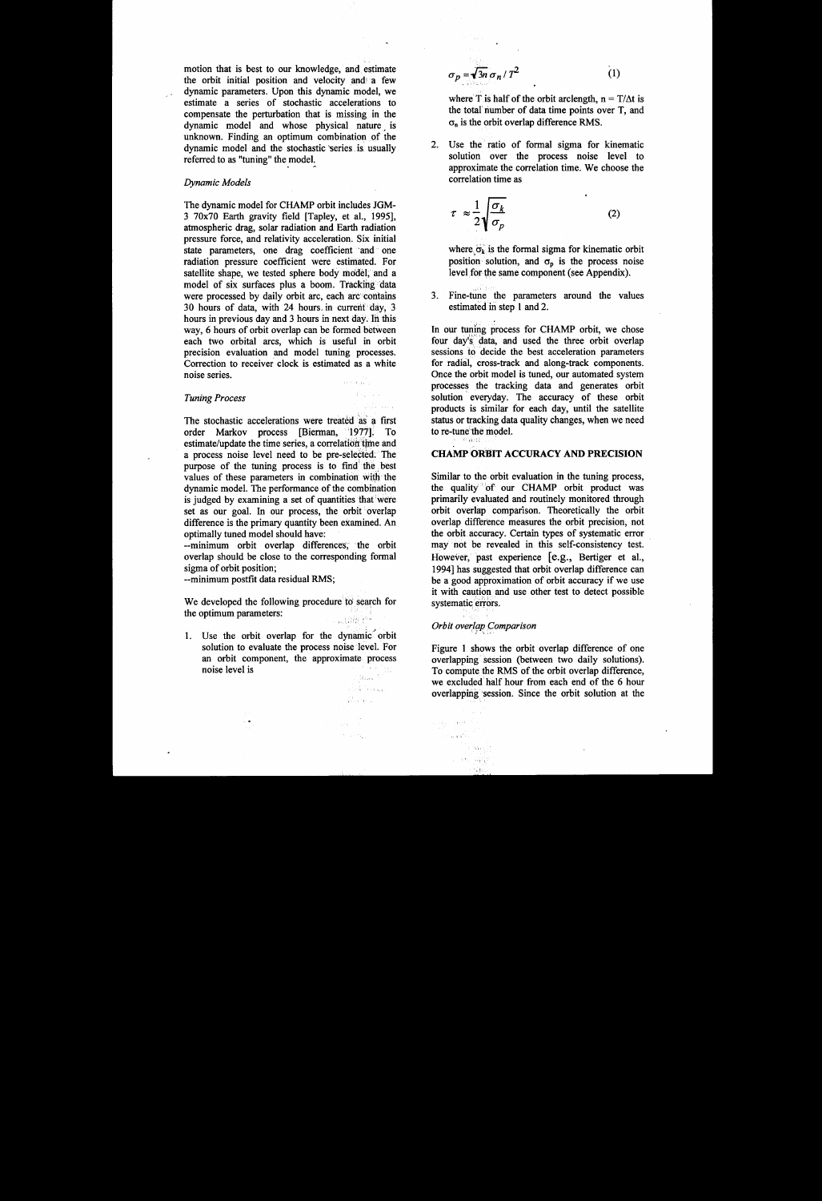motion that is best to our knowledge, and estimate the orbit initial position and velocity and a few dynamic parameters. Upon this dynamic model, we estimate a series of stochastic accelerations to compensate the perturbation that is missing in the dynamic model and whose physical nature is unknown. Finding an optimum combination of the dynamic model and the stochastic series is usually referred to as "tuning" the model.

### *Dynamic Models*

The dynamic model for CHAMP orbit includes JGM-3 70x70 Earth gravity field [Tapley, et al., 1995], atmospheric drag, solar radiation and Earth radiation pressure force, and relativity acceleration. Six initial state parameters, one drag coefficient and one radiation pressure coefficient were estimated. For satellite shape, we tested sphere body model, and a model of six surfaces plus a boom. Tracking data were processed by daily orbit arc, each arc contains 30 hours of data, with 24 hours in current day, 3 hours in previous day and 3 hours in next day. In this way, 6 hours of orbit overlap can be formed between each two orbital arcs, which is useful in orbit precision evaluation and model tuning processes. Correction to receiver clock is estimated as a white noise series.

### *Tuning Process*

The stochastic accelerations were treated as a first order Markov process [Bierman, 1977]. To estimate/update the time series, a correlation time and a process noise level need to be pre-selected. The purpose of the tuning process is to find the best values of these parameters in combination with the dynamic model. The performance of the combination is judged by examining a set of quantities that were set as our goal. In our process, the orbit overlap difference is the primary quantity been examined. An optimally tuned model should have:

--minimum orbit overlap differences, the orbit overlap should be close to the corresponding formal sigma of orbit position;

--minimum postfit data residual RMS;

We developed the following procedure to search for the optimum parameters:

1. Use the orbit overlap for the dynamic orbit solution to evaluate the process noise level. For an orbit component, the approximate process noise level is

$$\sigma_p = \sqrt{3n}\,\sigma_n / T^2 \qquad (1)$$

where T is half of the orbit arclength, $n = T/\Delta t$ is the total number of data time points over T, and $\sigma_n$ is the orbit overlap difference RMS.

2. Use the ratio of formal sigma for kinematic solution over the process noise level to approximate the correlation time. We choose the correlation time as

$$\tau \approx \frac{1}{2}\sqrt{\frac{\sigma_k}{\sigma_p}} \qquad (2)$$

where $\sigma_k$ is the formal sigma for kinematic orbit position solution, and $\sigma_p$ is the process noise level for the same component (see Appendix).

3. Fine-tune the parameters around the values estimated in step 1 and 2.

In our tuning process for CHAMP orbit, we chose four day's data, and used the three orbit overlap sessions to decide the best acceleration parameters for radial, cross-track and along-track components. Once the orbit model is tuned, our automated system processes the tracking data and generates orbit solution everyday. The accuracy of these orbit products is similar for each day, until the satellite status or tracking data quality changes, when we need to re-tune the model.

## CHAMP ORBIT ACCURACY AND PRECISION

Similar to the orbit evaluation in the tuning process, the quality of our CHAMP orbit product was primarily evaluated and routinely monitored through orbit overlap comparison. Theoretically the orbit overlap difference measures the orbit precision, not the orbit accuracy. Certain types of systematic error may not be revealed in this self-consistency test. However, past experience [e.g., Bertiger et al., 1994] has suggested that orbit overlap difference can be a good approximation of orbit accuracy if we use it with caution and use other test to detect possible systematic errors.

### *Orbit overlap Comparison*

Figure 1 shows the orbit overlap difference of one overlapping session (between two daily solutions). To compute the RMS of the orbit overlap difference, we excluded half hour from each end of the 6 hour overlapping session. Since the orbit solution at the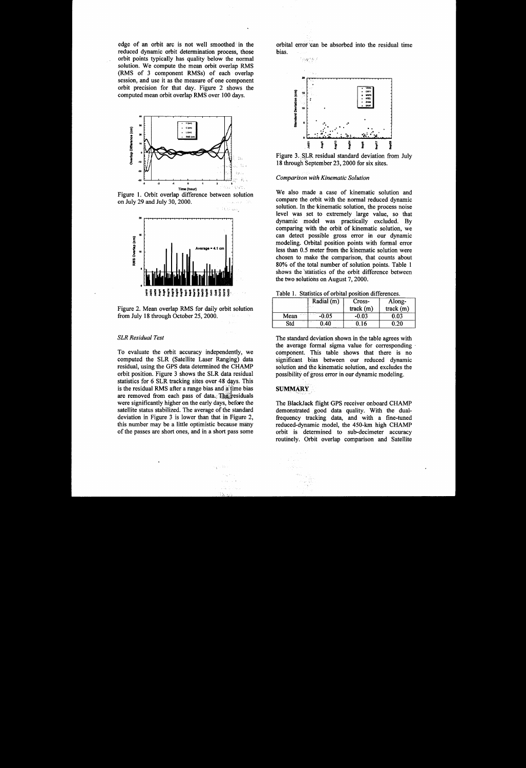edge of an orbit arc is not well smoothed in the reduced dynamic orbit determination process, those orbit points typically has quality below the normal solution. We compute the mean orbit overlap RMS (RMS of 3 component RMSs) of each overlap session, and use it as the measure of one component orbit precision for that day. Figure 2 shows the computed mean orbit overlap RMS over 100 days.

Figure 1. Orbit overlap difference between solution on July 29 and July 30, 2000.

Figure 2. Mean overlap RMS for daily orbit solution from July 18 through October 25, 2000.

*SLR Residual Test*

To evaluate the orbit accuracy independently, we computed the SLR (Satellite Laser Ranging) data residual, using the GPS data determined the CHAMP orbit position. Figure 3 shows the SLR data residual statistics for 6 SLR tracking sites over 48 days. This is the residual RMS after a range bias and a time bias are removed from each pass of data. The residuals were significantly higher on the early days, before the satellite status stabilized. The average of the standard deviation in Figure 3 is lower than that in Figure 2, this number may be a little optimistic because many of the passes are short ones, and in a short pass some orbital error can be absorbed into the residual time bias.

Figure 3. SLR residual standard deviation from July 18 through September 23, 2000 for six sites.

*Comparison with Kinematic Solution*

We also made a case of kinematic solution and compare the orbit with the normal reduced dynamic solution. In the kinematic solution, the process noise level was set to extremely large value, so that dynamic model was practically excluded. By comparing with the orbit of kinematic solution, we can detect possible gross error in our dynamic modeling. Orbital position points with formal error less than 0.5 meter from the kinematic solution were chosen to make the comparison, that counts about 80% of the total number of solution points. Table 1 shows the statistics of the orbit difference between the two solutions on August 7, 2000.

Table 1. Statistics of orbital position differences.

| | Radial (m) | Cross-track (m) | Along-track (m) |
|---|---|---|---|
| Mean | -0.05 | -0.03 | 0.03 |
| Std | 0.40 | 0.16 | 0.20 |

The standard deviation shown in the table agrees with the average formal sigma value for corresponding component. This table shows that there is no significant bias between our reduced dynamic solution and the kinematic solution, and excludes the possibility of gross error in our dynamic modeling.

## SUMMARY

The BlackJack flight GPS receiver onboard CHAMP demonstrated good data quality. With the dual-frequency tracking data, and with a fine-tuned reduced-dynamic model, the 450-km high CHAMP orbit is determined to sub-decimeter accuracy routinely. Orbit overlap comparison and Satellite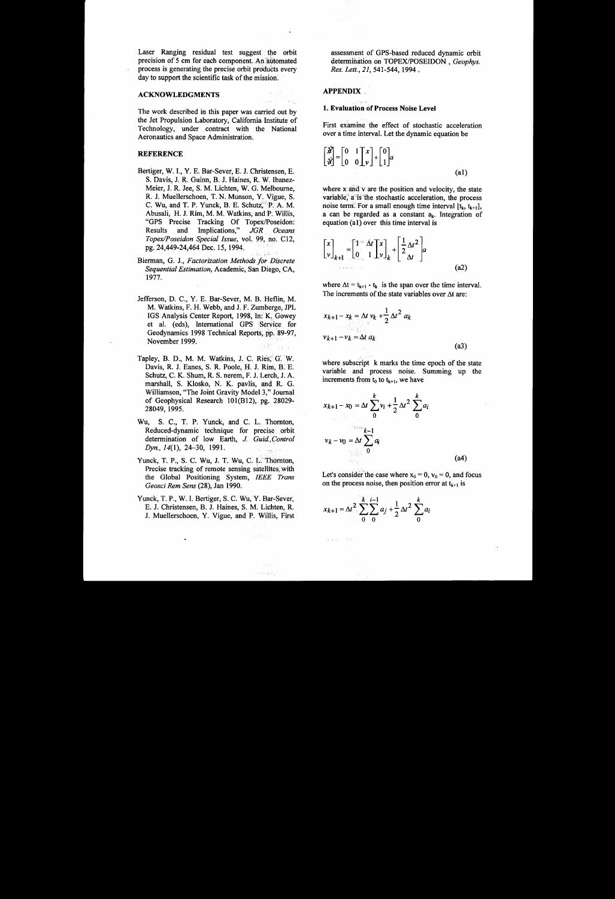Laser Ranging residual test suggest the orbit precision of 5 cm for each component. An automated process is generating the precise orbit products every day to support the scientific task of the mission.

## ACKNOWLEDGMENTS

The work described in this paper was carried out by the Jet Propulsion Laboratory, California Institute of Technology, under contract with the National Aeronautics and Space Administration.

## REFERENCE

- Bertiger, W. I., Y. E. Bar-Sever, E. J. Christensen, E. S. Davis, J. R. Guinn, B. J. Haines, R. W. Ibanez-Meier, J. R. Jee, S. M. Lichten, W. G. Melbourne, R. J. Muellerschoen, T. N. Munson, Y. Vigue, S. C. Wu, and T. P. Yunck, B. E. Schutz, P. A. M. Abusali, H. J. Rim, M. M. Watkins, and P. Willis, "GPS Precise Tracking Of Topex/Poseidon: Results and Implications," *JGR Oceans Topex/Poseidon Special Issue*, vol. 99, no. C12, pg. 24,449-24,464 Dec. 15, 1994.
- Bierman, G. J., *Factorization Methods for Discrete Sequential Estimation*, Academic, San Diego, CA, 1977.
- Jefferson, D. C., Y. E. Bar-Sever, M. B. Heflin, M. M. Watkins, F. H. Webb, and J. F. Zumberge, JPL IGS Analysis Center Report, 1998, In: K. Gowey et al. (eds), International GPS Service for Geodynamics 1998 Technical Reports, pp. 89-97, November 1999.
- Tapley, B. D., M. M. Watkins, J. C. Ries, G. W. Davis, R. J. Eanes, S. R. Poole, H. J. Rim, B. E. Schutz, C. K. Shum, R. S. nerem, F. J. Lerch, J. A. marshall, S. Klosko, N. K. pavlis, and R. G. Williamson, "The Joint Gravity Model 3," Journal of Geophysical Research 101(B12), pg. 28029-28049, 1995.
- Wu, S. C., T. P. Yunck, and C. L. Thornton, Reduced-dynamic technique for precise orbit determination of low Earth, *J. Guid.,Control Dyn., 14*(1), 24–30, 1991.
- Yunck, T. P., S. C. Wu, J. T. Wu, C. L. Thornton, Precise tracking of remote sensing satellites with the Global Positioning System, *IEEE Trans Geosci Rem Sens* (28), Jan 1990.
- Yunck, T. P., W. I. Bertiger, S. C. Wu, Y. Bar-Sever, E. J. Christensen, B. J. Haines, S. M. Lichten, R. J. Muellerschoen, Y. Vigue, and P. Willis, First assessment of GPS-based reduced dynamic orbit determination on TOPEX/POSEIDON , *Geophys. Res. Lett., 21*, 541-544, 1994 .

## APPENDIX

### 1. Evaluation of Process Noise Level

First examine the effect of stochastic acceleration over a time interval. Let the dynamic equation be

$$\begin{bmatrix} \dot{x} \\ \dot{v} \end{bmatrix} = \begin{bmatrix} 0 & 1 \\ 0 & 0 \end{bmatrix} \begin{bmatrix} x \\ v \end{bmatrix} + \begin{bmatrix} 0 \\ 1 \end{bmatrix} a \tag{a1}$$

where x and v are the position and velocity, the state variable, a is the stochastic acceleration, the process noise term. For a small enough time interval $[t_k, t_{k+1}]$, a can be regarded as a constant $a_k$. Integration of equation (a1) over this time interval is

$$\begin{bmatrix} x \\ v \end{bmatrix}_{k+1} = \begin{bmatrix} 1 & \Delta t \\ 0 & 1 \end{bmatrix} \begin{bmatrix} x \\ v \end{bmatrix}_k + \begin{bmatrix} \frac{1}{2}\Delta t^2 \\ \Delta t \end{bmatrix} a \tag{a2}$$

where $\Delta t = t_{k+1} - t_k$ is the span over the time interval. The increments of the state variables over $\Delta t$ are:

$$x_{k+1} - x_k = \Delta t \, v_k + \frac{1}{2}\Delta t^2 \, a_k$$

$$v_{k+1} - v_k = \Delta t \, a_k \tag{a3}$$

where subscript k marks the time epoch of the state variable and process noise. Summing up the increments from $t_0$ to $t_{k+1}$, we have

$$x_{k+1} - x_0 = \Delta t \sum_0^k v_i + \frac{1}{2}\Delta t^2 \sum_0^k a_i$$

$$v_k - v_0 = \Delta t \sum_0^{k-1} a_i \tag{a4}$$

Let's consider the case where $x_0 = 0$, $v_0 = 0$, and focus on the process noise, then position error at $t_{k+1}$ is

$$x_{k+1} = \Delta t^2 \sum_0^k \sum_0^{i-1} a_j + \frac{1}{2}\Delta t^2 \sum_0^k a_i$$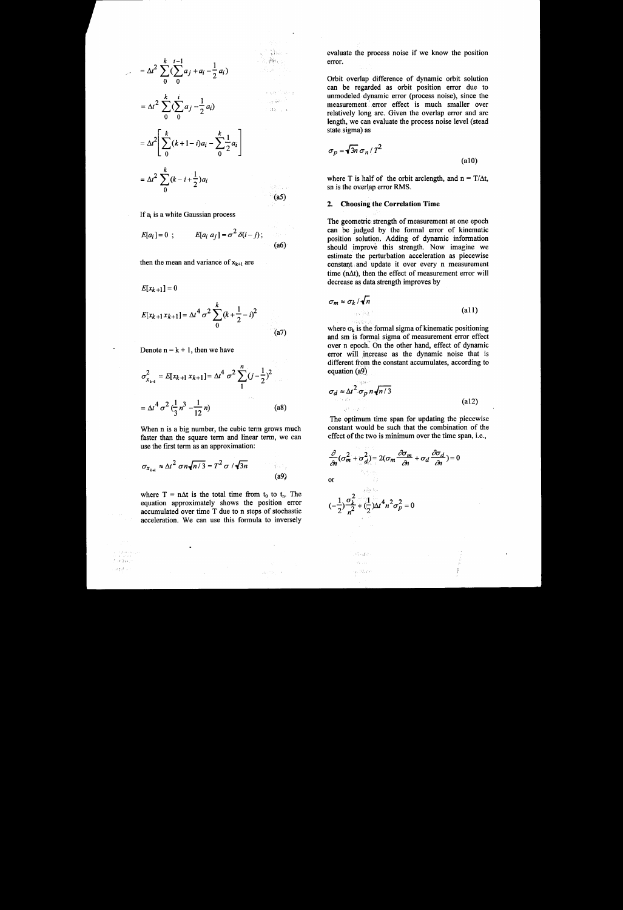$$= \Delta t^2 \sum_0^k (\sum_0^{i-1} a_j + a_i - \frac{1}{2} a_i)$$

$$= \Delta t^2 \sum_0^k (\sum_0^{i} a_j - \frac{1}{2} a_i)$$

$$= \Delta t^2 \left[ \sum_0^k (k+1-i) a_i - \sum_0^k \frac{1}{2} a_i \right]$$

$$= \Delta t^2 \sum_0^k (k - i + \frac{1}{2}) a_i \tag{a5}$$

If $a_i$ is a white Gaussian process

$$E[a_i] = 0 \; ; \qquad E[a_i\, a_j] = \sigma^2 \delta(i-j); \tag{a6}$$

then the mean and variance of $x_{k+1}$ are

$$E[x_{k+1}] = 0$$

$$E[x_{k+1} x_{k+1}] = \Delta t^4 \sigma^2 \sum_0^k (k + \frac{1}{2} - i)^2 \tag{a7}$$

Denote $n = k + 1$, then we have

$$\sigma_{x_{k+1}}^2 = E[x_{k+1} x_{k+1}] = \Delta t^4 \sigma^2 \sum_1^n (j - \frac{1}{2})^2$$

$$= \Delta t^4 \sigma^2 (\frac{1}{3} n^3 - \frac{1}{12} n) \tag{a8}$$

When n is a big number, the cubic term grows much faster than the square term and linear term, we can use the first term as an approximation:

$$\sigma_{x_{k+1}} \approx \Delta t^2 \sigma n \sqrt{n/3} = T^2 \sigma / \sqrt{3n} \tag{a9}$$

where $T = n\Delta t$ is the total time from $t_0$ to $t_n$. The equation approximately shows the position error accumulated over time T due to n steps of stochastic acceleration. We can use this formula to inversely evaluate the process noise if we know the position error.

Orbit overlap difference of dynamic orbit solution can be regarded as orbit position error due to unmodeled dynamic error (process noise), since the measurement error effect is much smaller over relatively long arc. Given the overlap error and arc length, we can evaluate the process noise level (stead state sigma) as

$$\sigma_p = \sqrt{3n}\, \sigma_n / T^2 \tag{a10}$$

where T is half of the orbit arclength, and $n = T/\Delta t$, sn is the overlap error RMS.

## 2. Choosing the Correlation Time

The geometric strength of measurement at one epoch can be judged by the formal error of kinematic position solution. Adding of dynamic information should improve this strength. Now imagine we estimate the perturbation acceleration as piecewise constant and update it over every n measurement time ($n\Delta t$), then the effect of measurement error will decrease as data strength improves by

$$\sigma_m \approx \sigma_k / \sqrt{n} \tag{a11}$$

where $\sigma_k$ is the formal sigma of kinematic positioning and sm is formal sigma of measurement error effect over n epoch. On the other hand, effect of dynamic error will increase as the dynamic noise that is different from the constant accumulates, according to equation (a9)

$$\sigma_d \approx \Delta t^2 \sigma_p n \sqrt{n/3} \tag{a12}$$

The optimum time span for updating the piecewise constant would be such that the combination of the effect of the two is minimum over the time span, i.e.,

$$\frac{\partial}{\partial n}(\sigma_m^2 + \sigma_d^2) = 2(\sigma_m \frac{\partial \sigma_m}{\partial n} + \sigma_d \frac{\partial \sigma_d}{\partial n}) = 0$$

or

$$(-\frac{1}{2})\frac{\sigma_k^2}{n^2} + (\frac{1}{2})\Delta t^4 n^2 \sigma_p^2 = 0$$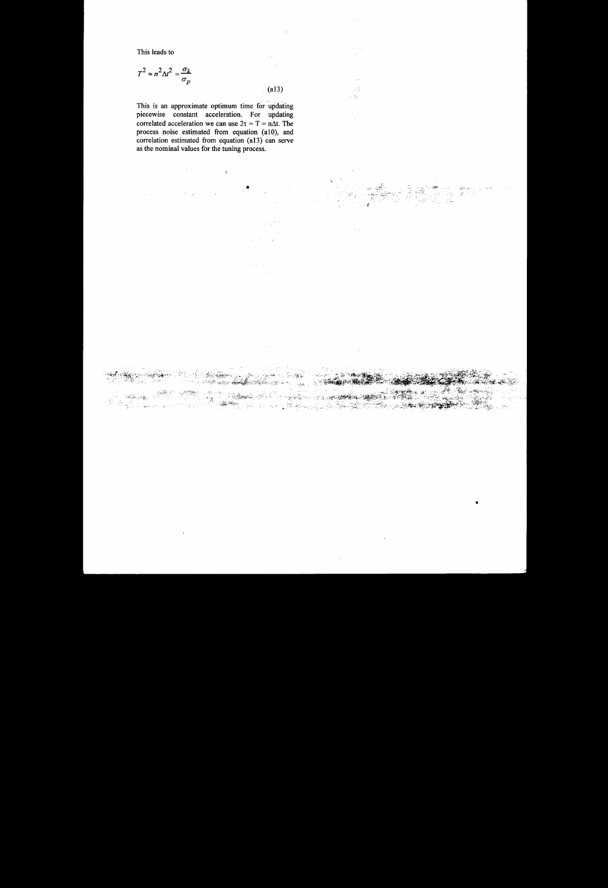This leads to

$$T^2 \approx n^2 \Delta t^2 = \frac{\sigma_k}{\sigma_p} \tag{a13}$$

This is an approximate optimum time for updating piecewise constant acceleration. For updating correlated acceleration we can use $2\tau = T = n\Delta t$. The process noise estimated from equation (a10), and correlation estimated from equation (a13) can serve as the nominal values for the tuning process.